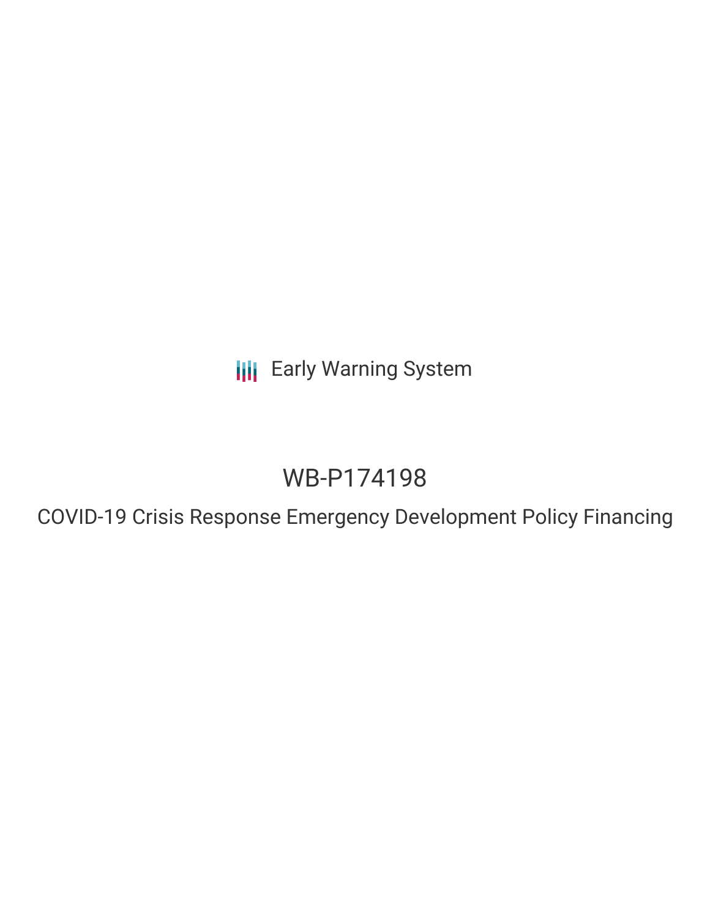Early Warning System

# WB-P174198

## COVID-19 Crisis Response Emergency Development Policy Financing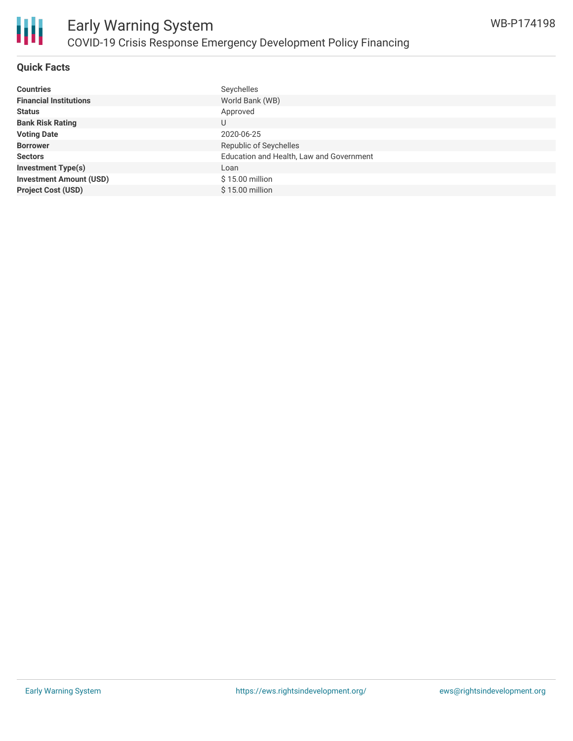# Early Warning System

## COVID-19 Crisis Response Emergency Development Policy Financing

WB-P174198

### Quick Facts

| | |
|---|---|
| **Countries** | Seychelles |
| **Financial Institutions** | World Bank (WB) |
| **Status** | Approved |
| **Bank Risk Rating** | U |
| **Voting Date** | 2020-06-25 |
| **Borrower** | Republic of Seychelles |
| **Sectors** | Education and Health, Law and Government |
| **Investment Type(s)** | Loan |
| **Investment Amount (USD)** | $ 15.00 million |
| **Project Cost (USD)** | $ 15.00 million |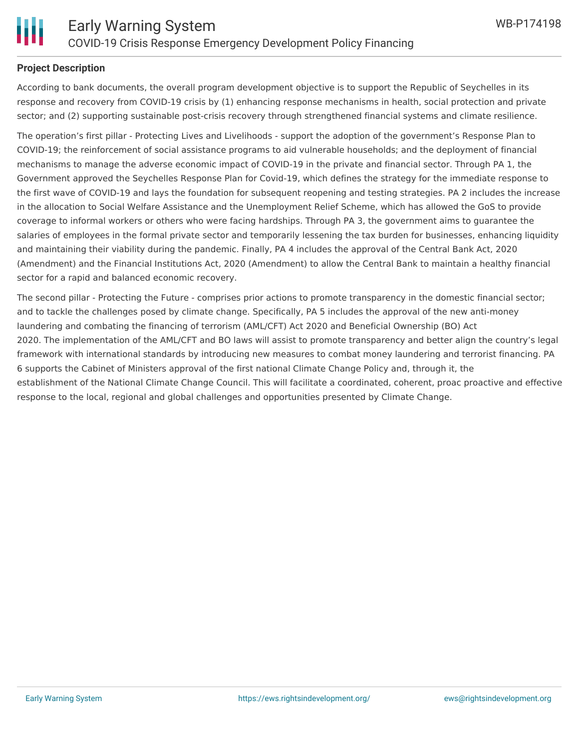## Project Description

According to bank documents, the overall program development objective is to support the Republic of Seychelles in its response and recovery from COVID-19 crisis by (1) enhancing response mechanisms in health, social protection and private sector; and (2) supporting sustainable post-crisis recovery through strengthened financial systems and climate resilience.

The operation's first pillar - Protecting Lives and Livelihoods - support the adoption of the government's Response Plan to COVID-19; the reinforcement of social assistance programs to aid vulnerable households; and the deployment of financial mechanisms to manage the adverse economic impact of COVID-19 in the private and financial sector. Through PA 1, the Government approved the Seychelles Response Plan for Covid-19, which defines the strategy for the immediate response to the first wave of COVID-19 and lays the foundation for subsequent reopening and testing strategies. PA 2 includes the increase in the allocation to Social Welfare Assistance and the Unemployment Relief Scheme, which has allowed the GoS to provide coverage to informal workers or others who were facing hardships. Through PA 3, the government aims to guarantee the salaries of employees in the formal private sector and temporarily lessening the tax burden for businesses, enhancing liquidity and maintaining their viability during the pandemic. Finally, PA 4 includes the approval of the Central Bank Act, 2020 (Amendment) and the Financial Institutions Act, 2020 (Amendment) to allow the Central Bank to maintain a healthy financial sector for a rapid and balanced economic recovery.

The second pillar - Protecting the Future - comprises prior actions to promote transparency in the domestic financial sector; and to tackle the challenges posed by climate change. Specifically, PA 5 includes the approval of the new anti-money laundering and combating the financing of terrorism (AML/CFT) Act 2020 and Beneficial Ownership (BO) Act 2020. The implementation of the AML/CFT and BO laws will assist to promote transparency and better align the country's legal framework with international standards by introducing new measures to combat money laundering and terrorist financing. PA 6 supports the Cabinet of Ministers approval of the first national Climate Change Policy and, through it, the establishment of the National Climate Change Council. This will facilitate a coordinated, coherent, proac proactive and effective response to the local, regional and global challenges and opportunities presented by Climate Change.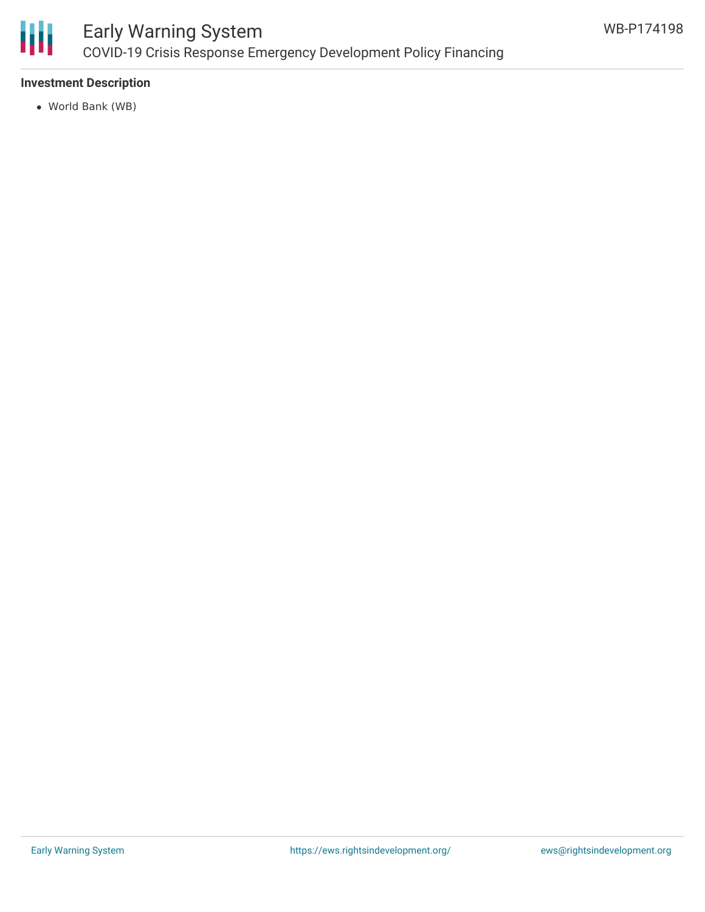### Investment Description

- World Bank (WB)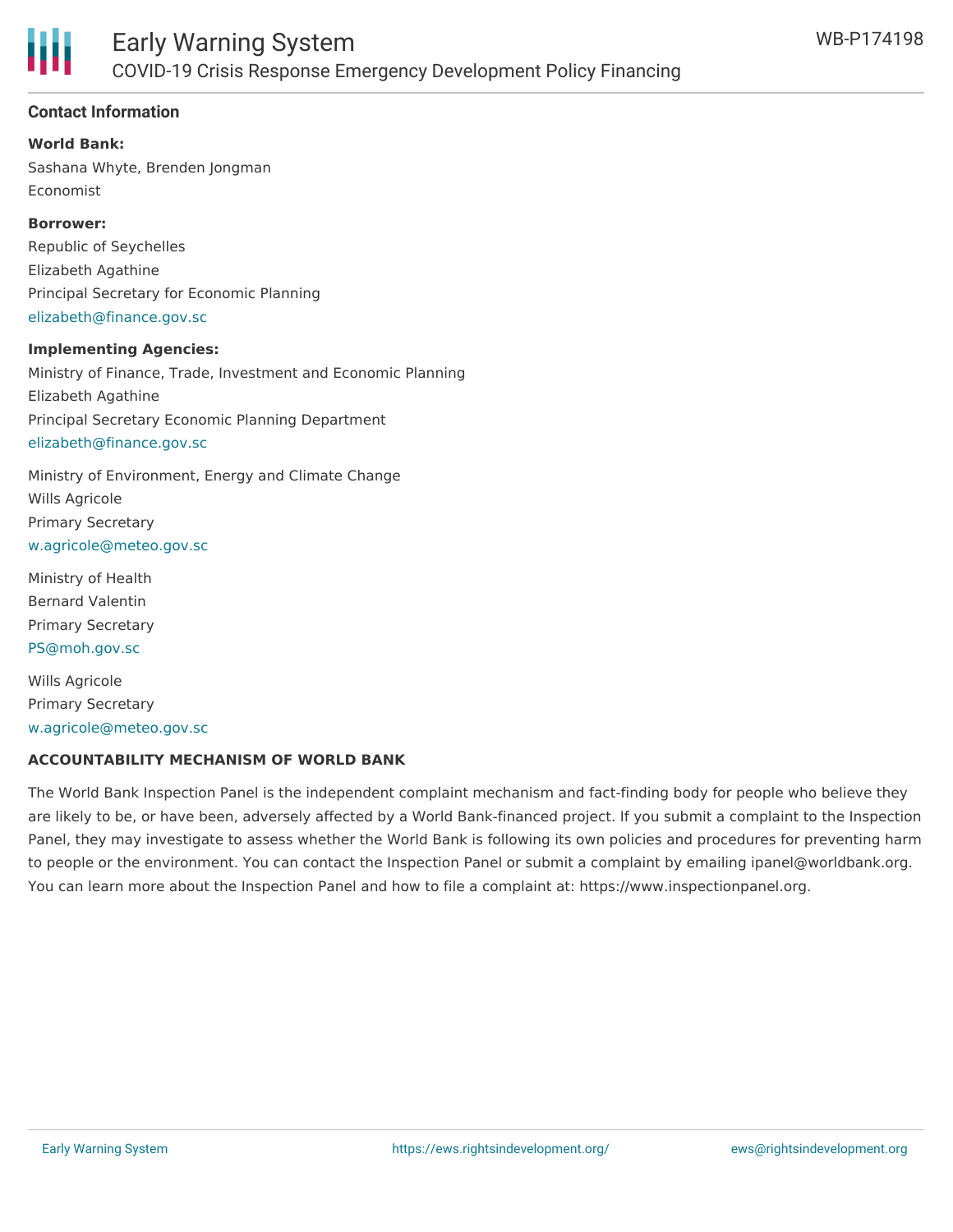## Contact Information

**World Bank:**

Sashana Whyte, Brenden Jongman

Economist

**Borrower:**

Republic of Seychelles

Elizabeth Agathine

Principal Secretary for Economic Planning

elizabeth@finance.gov.sc

**Implementing Agencies:**

Ministry of Finance, Trade, Investment and Economic Planning

Elizabeth Agathine

Principal Secretary Economic Planning Department

elizabeth@finance.gov.sc

Ministry of Environment, Energy and Climate Change

Wills Agricole

Primary Secretary

w.agricole@meteo.gov.sc

Ministry of Health

Bernard Valentin

Primary Secretary

PS@moh.gov.sc

Wills Agricole

Primary Secretary

w.agricole@meteo.gov.sc

**ACCOUNTABILITY MECHANISM OF WORLD BANK**

The World Bank Inspection Panel is the independent complaint mechanism and fact-finding body for people who believe they are likely to be, or have been, adversely affected by a World Bank-financed project. If you submit a complaint to the Inspection Panel, they may investigate to assess whether the World Bank is following its own policies and procedures for preventing harm to people or the environment. You can contact the Inspection Panel or submit a complaint by emailing ipanel@worldbank.org. You can learn more about the Inspection Panel and how to file a complaint at: https://www.inspectionpanel.org.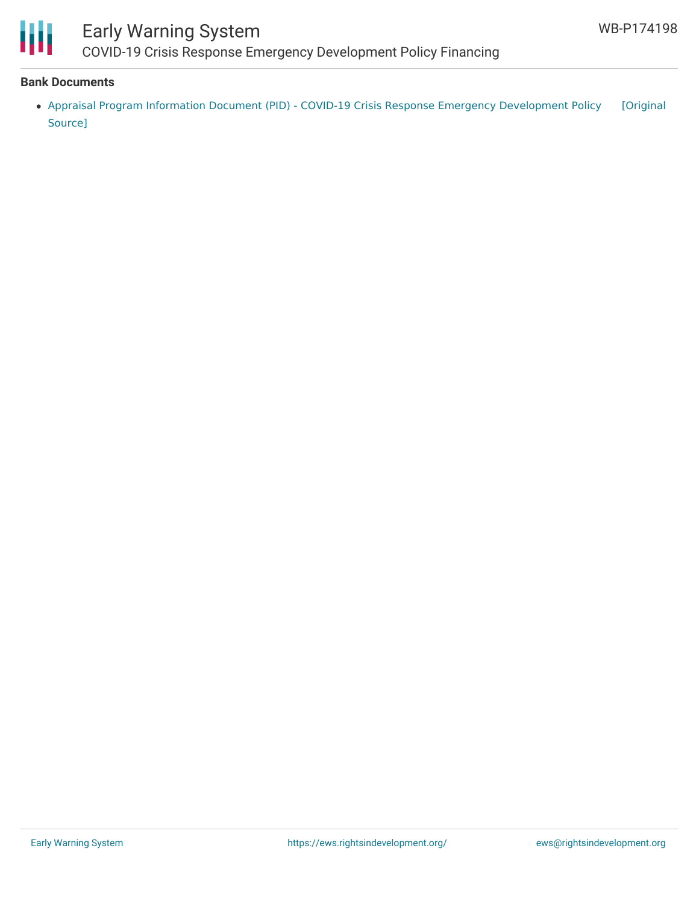**Bank Documents**

- Appraisal Program Information Document (PID) - COVID-19 Crisis Response Emergency Development Policy [Original Source]